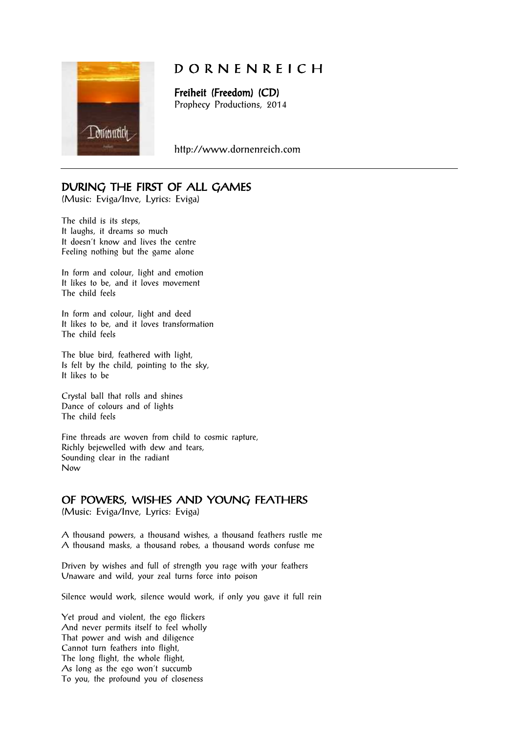# D O R N E N R E I C H

**Freiheit (Freedom) (CD)**
Prophecy Productions, 2014

http://www.dornenreich.com

---

## DURING THE FIRST OF ALL GAMES

(Music: Eviga/Inve, Lyrics: Eviga)

The child is its steps,
It laughs, it dreams so much
It doesn't know and lives the centre
Feeling nothing but the game alone

In form and colour, light and emotion
It likes to be, and it loves movement
The child feels

In form and colour, light and deed
It likes to be, and it loves transformation
The child feels

The blue bird, feathered with light,
Is felt by the child, pointing to the sky,
It likes to be

Crystal ball that rolls and shines
Dance of colours and of lights
The child feels

Fine threads are woven from child to cosmic rapture,
Richly bejewelled with dew and tears,
Sounding clear in the radiant
Now

## OF POWERS, WISHES AND YOUNG FEATHERS

(Music: Eviga/Inve, Lyrics: Eviga)

A thousand powers, a thousand wishes, a thousand feathers rustle me
A thousand masks, a thousand robes, a thousand words confuse me

Driven by wishes and full of strength you rage with your feathers
Unaware and wild, your zeal turns force into poison

Silence would work, silence would work, if only you gave it full rein

Yet proud and violent, the ego flickers
And never permits itself to feel wholly
That power and wish and diligence
Cannot turn feathers into flight,
The long flight, the whole flight,
As long as the ego won't succumb
To you, the profound you of closeness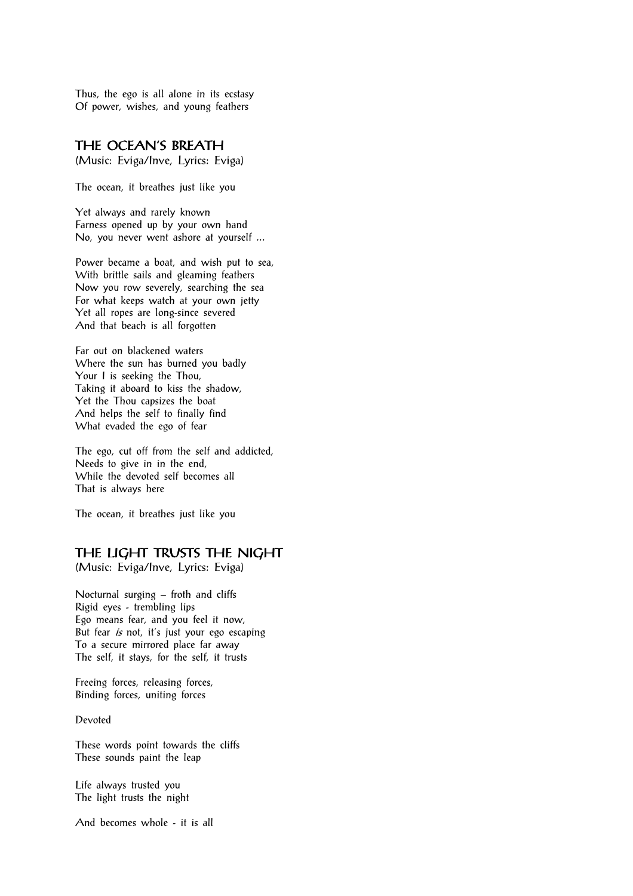Thus, the ego is all alone in its ecstasy
Of power, wishes, and young feathers

## THE OCEAN'S BREATH

(Music: Eviga/Inve, Lyrics: Eviga)

The ocean, it breathes just like you

Yet always and rarely known
Farness opened up by your own hand
No, you never went ashore at yourself …

Power became a boat, and wish put to sea,
With brittle sails and gleaming feathers
Now you row severely, searching the sea
For what keeps watch at your own jetty
Yet all ropes are long-since severed
And that beach is all forgotten

Far out on blackened waters
Where the sun has burned you badly
Your I is seeking the Thou,
Taking it aboard to kiss the shadow,
Yet the Thou capsizes the boat
And helps the self to finally find
What evaded the ego of fear

The ego, cut off from the self and addicted,
Needs to give in in the end,
While the devoted self becomes all
That is always here

The ocean, it breathes just like you

## THE LIGHT TRUSTS THE NIGHT

(Music: Eviga/Inve, Lyrics: Eviga)

Nocturnal surging – froth and cliffs
Rigid eyes - trembling lips
Ego means fear, and you feel it now,
But fear *is* not, it's just your ego escaping
To a secure mirrored place far away
The self, it stays, for the self, it trusts

Freeing forces, releasing forces,
Binding forces, uniting forces

Devoted

These words point towards the cliffs
These sounds paint the leap

Life always trusted you
The light trusts the night

And becomes whole - it is all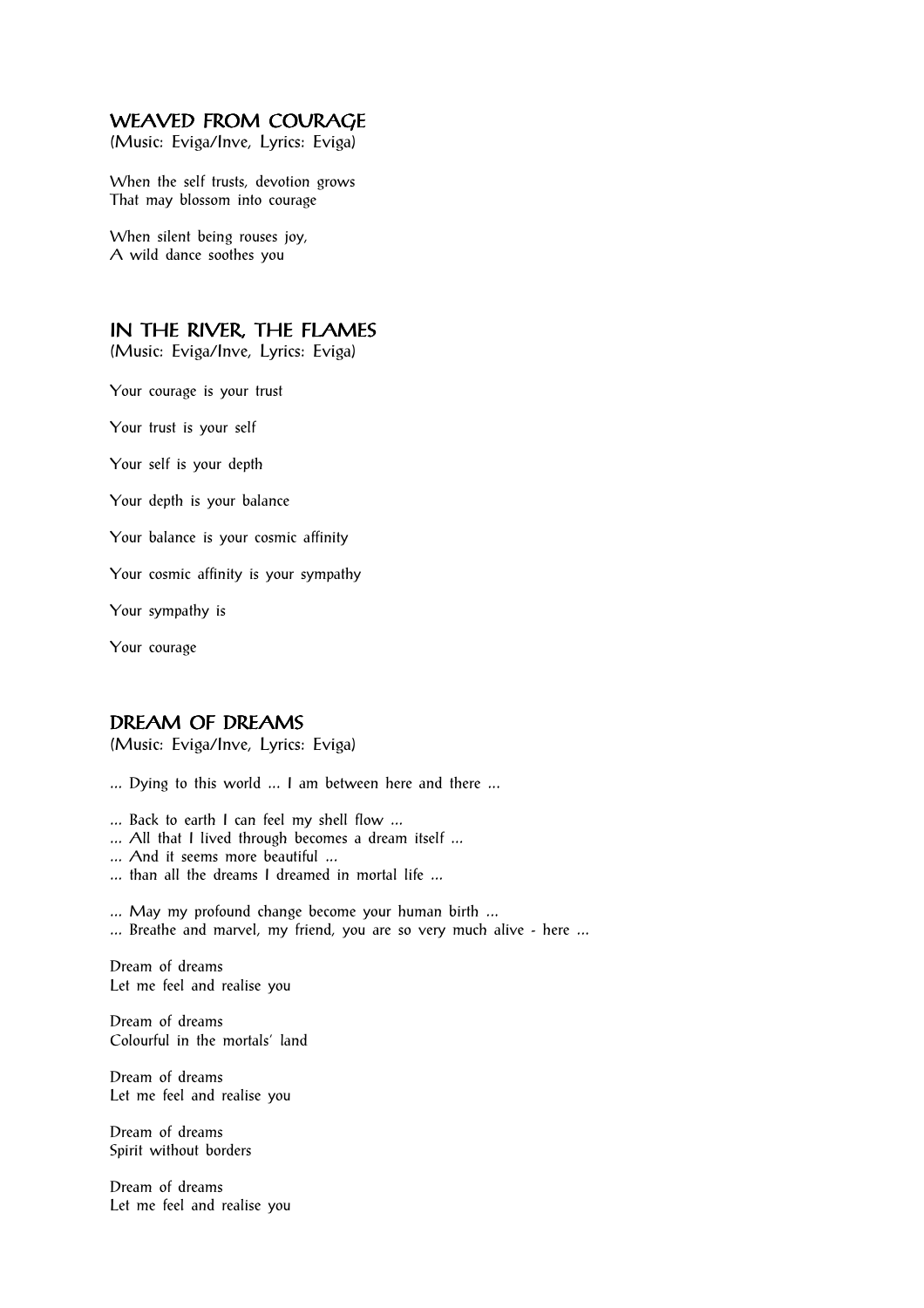## WEAVED FROM COURAGE

(Music: Eviga/Inve, Lyrics: Eviga)

When the self trusts, devotion grows
That may blossom into courage

When silent being rouses joy,
A wild dance soothes you

## IN THE RIVER, THE FLAMES

(Music: Eviga/Inve, Lyrics: Eviga)

Your courage is your trust

Your trust is your self

Your self is your depth

Your depth is your balance

Your balance is your cosmic affinity

Your cosmic affinity is your sympathy

Your sympathy is

Your courage

## DREAM OF DREAMS

(Music: Eviga/Inve, Lyrics: Eviga)

... Dying to this world ... I am between here and there ...

... Back to earth I can feel my shell flow ...
... All that I lived through becomes a dream itself ...
... And it seems more beautiful ...
... than all the dreams I dreamed in mortal life ...

... May my profound change become your human birth ...
... Breathe and marvel, my friend, you are so very much alive - here ...

Dream of dreams
Let me feel and realise you

Dream of dreams
Colourful in the mortals' land

Dream of dreams
Let me feel and realise you

Dream of dreams
Spirit without borders

Dream of dreams
Let me feel and realise you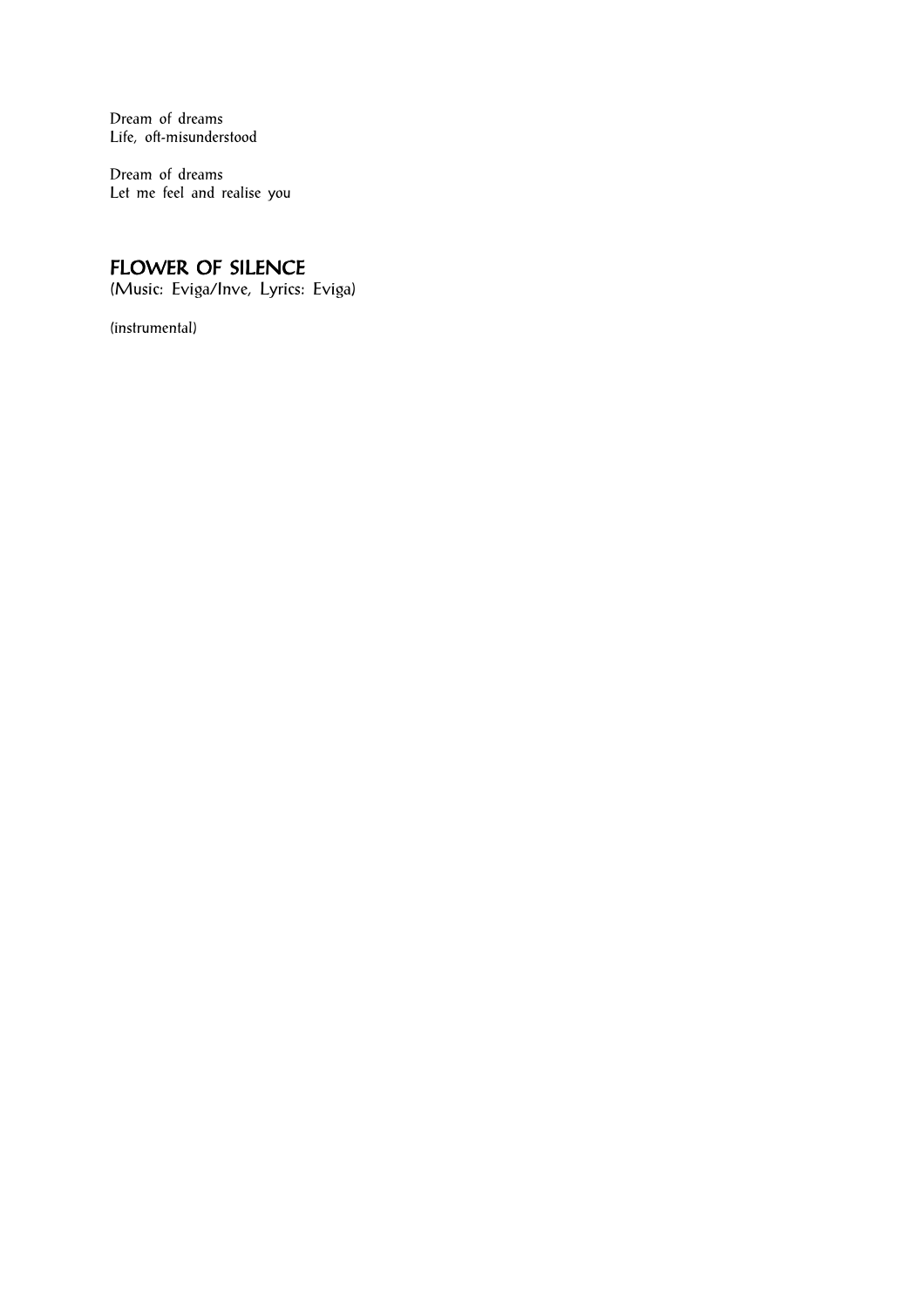Dream of dreams  
Life, oft-misunderstood

Dream of dreams  
Let me feel and realise you

## FLOWER OF SILENCE

(Music: Eviga/Inve, Lyrics: Eviga)

(instrumental)